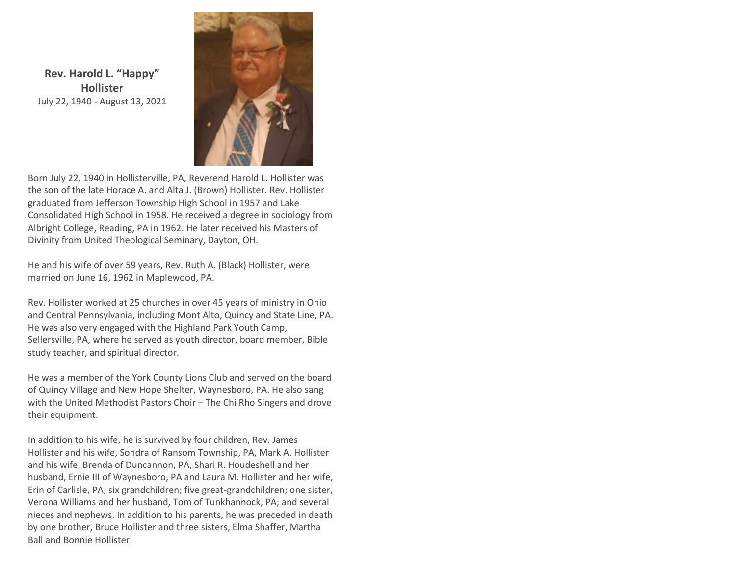**Rev. Harold L. "Happy" Hollister**
July 22, 1940 - August 13, 2021

Born July 22, 1940 in Hollisterville, PA, Reverend Harold L. Hollister was the son of the late Horace A. and Alta J. (Brown) Hollister. Rev. Hollister graduated from Jefferson Township High School in 1957 and Lake Consolidated High School in 1958. He received a degree in sociology from Albright College, Reading, PA in 1962. He later received his Masters of Divinity from United Theological Seminary, Dayton, OH.

He and his wife of over 59 years, Rev. Ruth A. (Black) Hollister, were married on June 16, 1962 in Maplewood, PA.

Rev. Hollister worked at 25 churches in over 45 years of ministry in Ohio and Central Pennsylvania, including Mont Alto, Quincy and State Line, PA. He was also very engaged with the Highland Park Youth Camp, Sellersville, PA, where he served as youth director, board member, Bible study teacher, and spiritual director.

He was a member of the York County Lions Club and served on the board of Quincy Village and New Hope Shelter, Waynesboro, PA. He also sang with the United Methodist Pastors Choir – The Chi Rho Singers and drove their equipment.

In addition to his wife, he is survived by four children, Rev. James Hollister and his wife, Sondra of Ransom Township, PA, Mark A. Hollister and his wife, Brenda of Duncannon, PA, Shari R. Houdeshell and her husband, Ernie III of Waynesboro, PA and Laura M. Hollister and her wife, Erin of Carlisle, PA; six grandchildren; five great-grandchildren; one sister, Verona Williams and her husband, Tom of Tunkhannock, PA; and several nieces and nephews. In addition to his parents, he was preceded in death by one brother, Bruce Hollister and three sisters, Elma Shaffer, Martha Ball and Bonnie Hollister.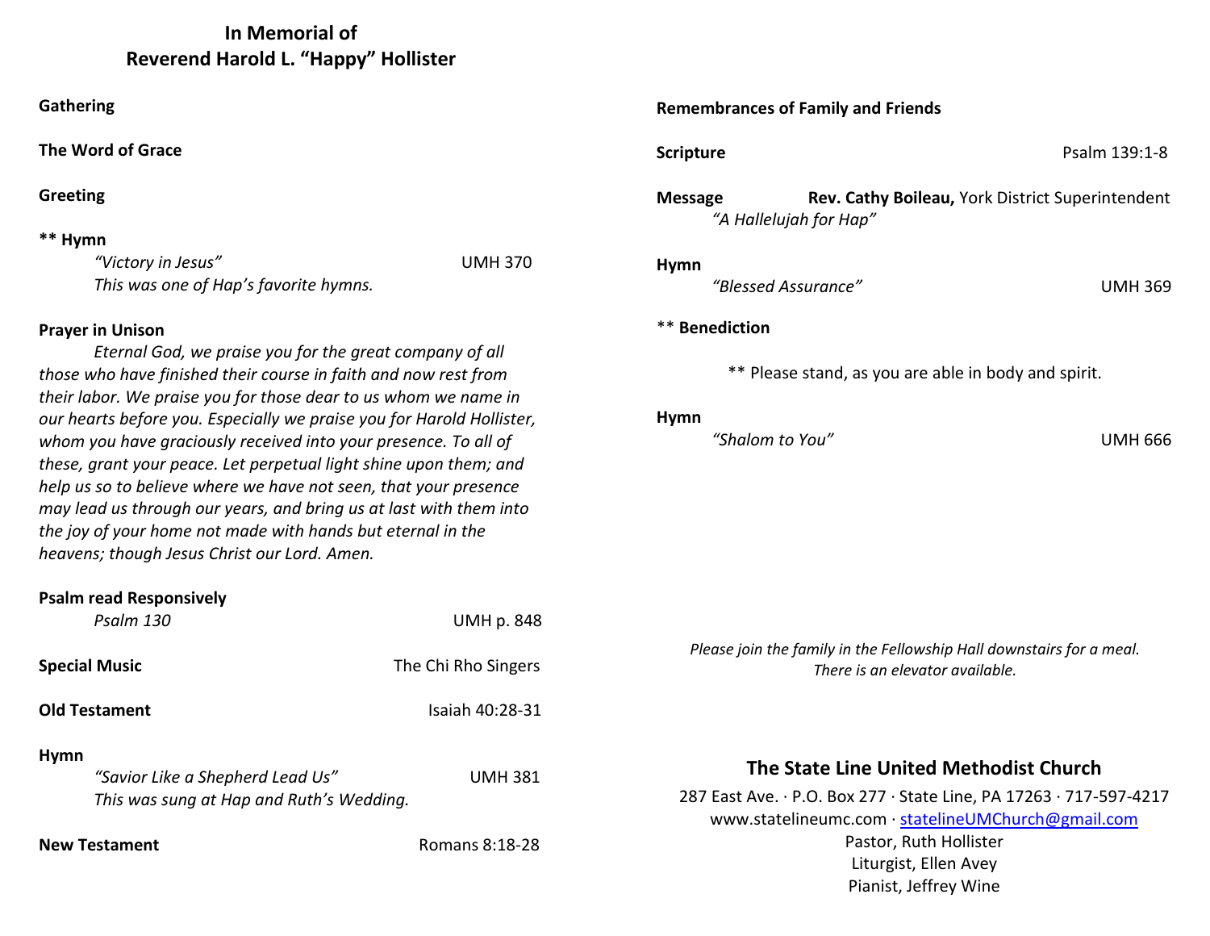# In Memorial of
# Reverend Harold L. "Happy" Hollister

**Gathering**

**The Word of Grace**

**Greeting**

**\*\* Hymn**

*"Victory in Jesus"* UMH 370

*This was one of Hap's favorite hymns.*

**Prayer in Unison**

*Eternal God, we praise you for the great company of all those who have finished their course in faith and now rest from their labor. We praise you for those dear to us whom we name in our hearts before you. Especially we praise you for Harold Hollister, whom you have graciously received into your presence. To all of these, grant your peace. Let perpetual light shine upon them; and help us so to believe where we have not seen, that your presence may lead us through our years, and bring us at last with them into the joy of your home not made with hands but eternal in the heavens; though Jesus Christ our Lord. Amen.*

**Psalm read Responsively**

*Psalm 130* UMH p. 848

**Special Music** The Chi Rho Singers

**Old Testament** Isaiah 40:28-31

**Hymn**

*"Savior Like a Shepherd Lead Us"* UMH 381

*This was sung at Hap and Ruth's Wedding.*

**New Testament** Romans 8:18-28

**Remembrances of Family and Friends**

**Scripture** Psalm 139:1-8

**Message** **Rev. Cathy Boileau,** York District Superintendent

*"A Hallelujah for Hap"*

**Hymn**

*"Blessed Assurance"* UMH 369

** **Benediction**

** Please stand, as you are able in body and spirit.

**Hymn**

*"Shalom to You"* UMH 666

*Please join the family in the Fellowship Hall downstairs for a meal.*
*There is an elevator available.*

## The State Line United Methodist Church

287 East Ave. · P.O. Box 277 · State Line, PA 17263 · 717-597-4217
www.statelineumc.com · statelineUMChurch@gmail.com
Pastor, Ruth Hollister
Liturgist, Ellen Avey
Pianist, Jeffrey Wine